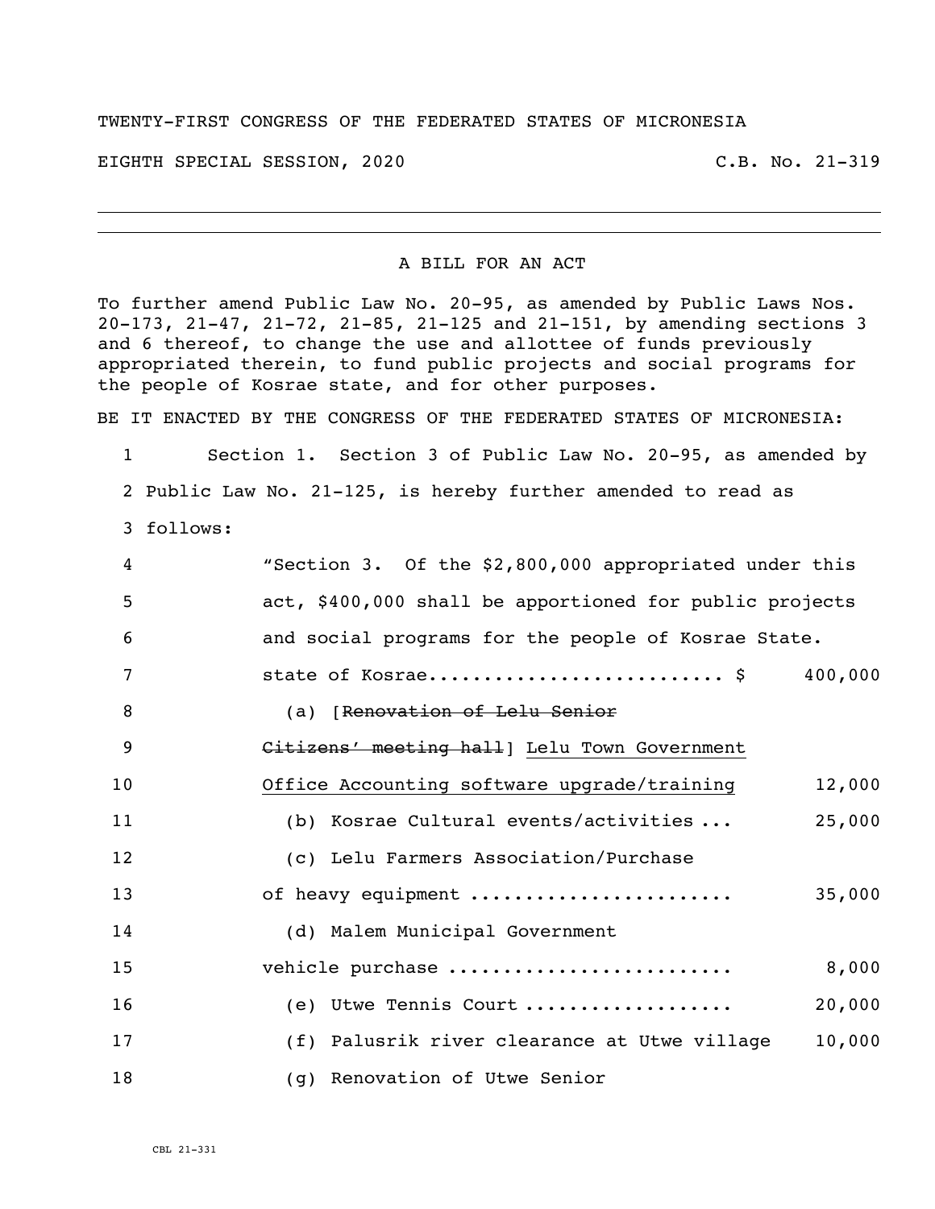TWENTY-FIRST CONGRESS OF THE FEDERATED STATES OF MICRONESIA

EIGHTH SPECIAL SESSION, 2020 C.B. No. 21-319

---

A BILL FOR AN ACT

To further amend Public Law No. 20-95, as amended by Public Laws Nos. 20-173, 21-47, 21-72, 21-85, 21-125 and 21-151, by amending sections 3 and 6 thereof, to change the use and allottee of funds previously appropriated therein, to fund public projects and social programs for the people of Kosrae state, and for other purposes.

BE IT ENACTED BY THE CONGRESS OF THE FEDERATED STATES OF MICRONESIA:

1 Section 1. Section 3 of Public Law No. 20-95, as amended by
2 Public Law No. 21-125, is hereby further amended to read as
3 follows:

4 "Section 3. Of the $2,800,000 appropriated under this
5 act, $400,000 shall be apportioned for public projects
6 and social programs for the people of Kosrae State.
7 state of Kosrae.......................... $ 400,000
8 (a) [~~Renovation of Lelu Senior~~
9 ~~Citizens' meeting hall~~] <u>Lelu Town Government</u>
10 <u>Office Accounting software upgrade/training</u> 12,000
11 (b) Kosrae Cultural events/activities ... 25,000
12 (c) Lelu Farmers Association/Purchase
13 of heavy equipment ....................... 35,000
14 (d) Malem Municipal Government
15 vehicle purchase ......................... 8,000
16 (e) Utwe Tennis Court .................. 20,000
17 (f) Palusrik river clearance at Utwe village 10,000
18 (g) Renovation of Utwe Senior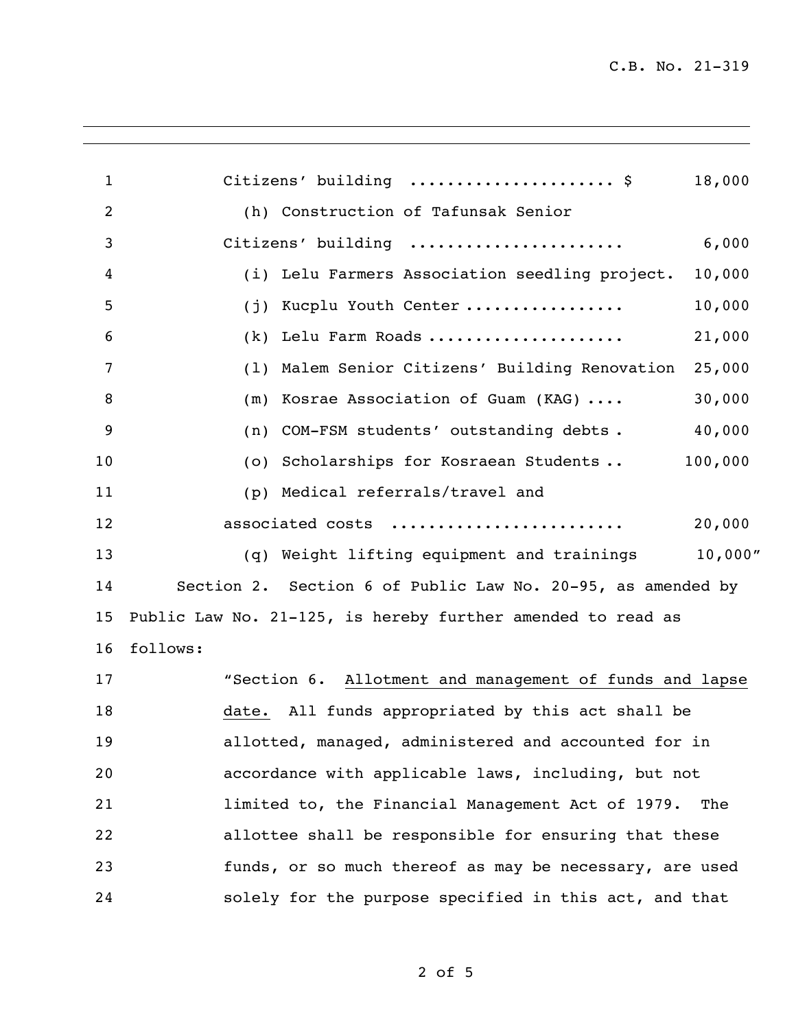Citizens' building ..................... $ 18,000

(h) Construction of Tafunsak Senior Citizens' building ...................... 6,000

(i) Lelu Farmers Association seedling project. 10,000

(j) Kucplu Youth Center ................ 10,000

(k) Lelu Farm Roads .................... 21,000

(l) Malem Senior Citizens' Building Renovation 25,000

(m) Kosrae Association of Guam (KAG) .... 30,000

(n) COM-FSM students' outstanding debts . 40,000

(o) Scholarships for Kosraean Students .. 100,000

(p) Medical referrals/travel and associated costs ........................ 20,000

(q) Weight lifting equipment and trainings 10,000"

Section 2. Section 6 of Public Law No. 20-95, as amended by Public Law No. 21-125, is hereby further amended to read as follows:

"Section 6. Allotment and management of funds and lapse date. All funds appropriated by this act shall be allotted, managed, administered and accounted for in accordance with applicable laws, including, but not limited to, the Financial Management Act of 1979. The allottee shall be responsible for ensuring that these funds, or so much thereof as may be necessary, are used solely for the purpose specified in this act, and that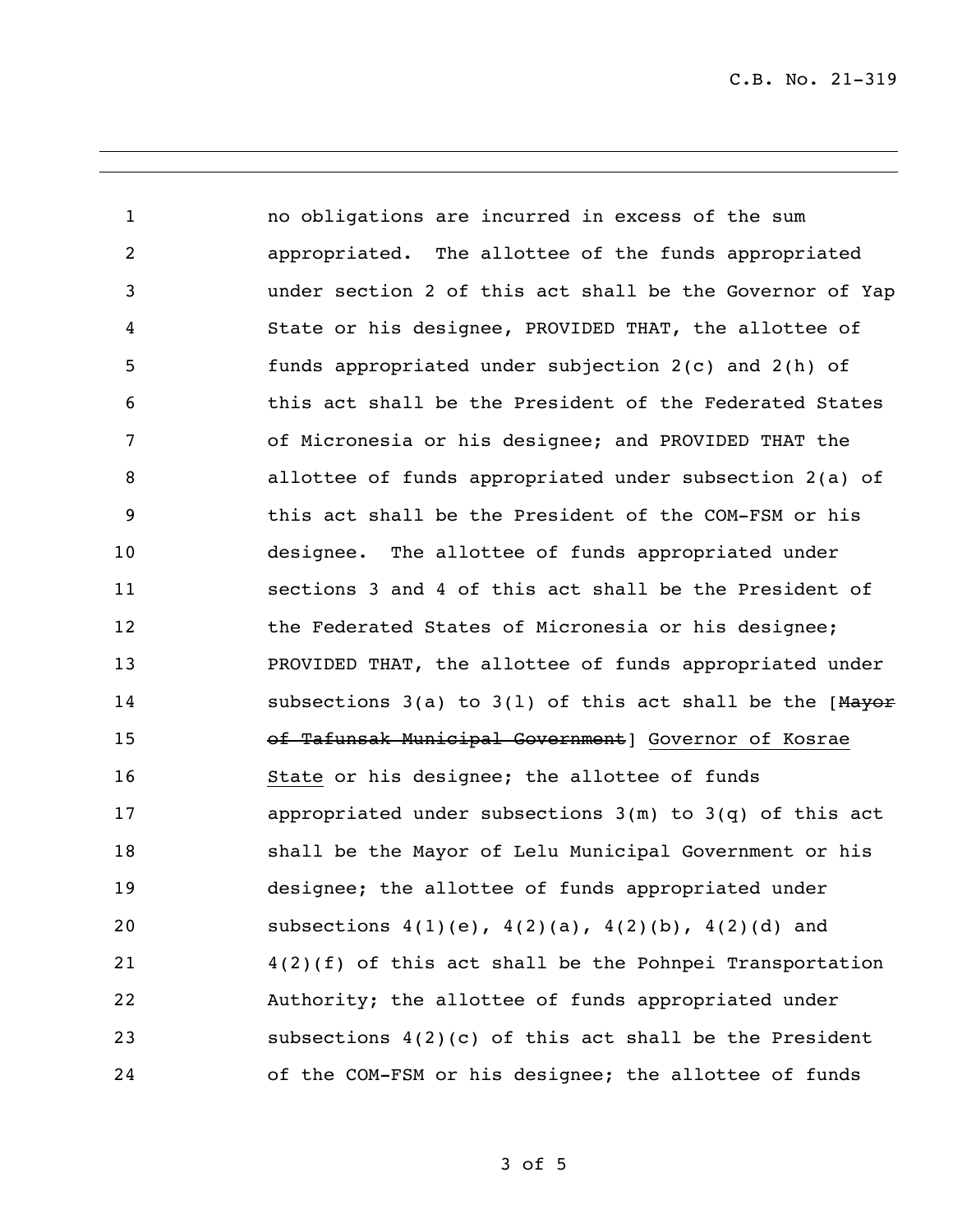no obligations are incurred in excess of the sum appropriated. The allottee of the funds appropriated under section 2 of this act shall be the Governor of Yap State or his designee, PROVIDED THAT, the allottee of funds appropriated under subjection 2(c) and 2(h) of this act shall be the President of the Federated States of Micronesia or his designee; and PROVIDED THAT the allottee of funds appropriated under subsection 2(a) of this act shall be the President of the COM-FSM or his designee. The allottee of funds appropriated under sections 3 and 4 of this act shall be the President of the Federated States of Micronesia or his designee; PROVIDED THAT, the allottee of funds appropriated under subsections 3(a) to 3(l) of this act shall be the [~~Mayor of Tafunsak Municipal Government~~] <u>Governor of Kosrae State</u> or his designee; the allottee of funds appropriated under subsections 3(m) to 3(q) of this act shall be the Mayor of Lelu Municipal Government or his designee; the allottee of funds appropriated under subsections 4(1)(e), 4(2)(a), 4(2)(b), 4(2)(d) and 4(2)(f) of this act shall be the Pohnpei Transportation Authority; the allottee of funds appropriated under subsections 4(2)(c) of this act shall be the President of the COM-FSM or his designee; the allottee of funds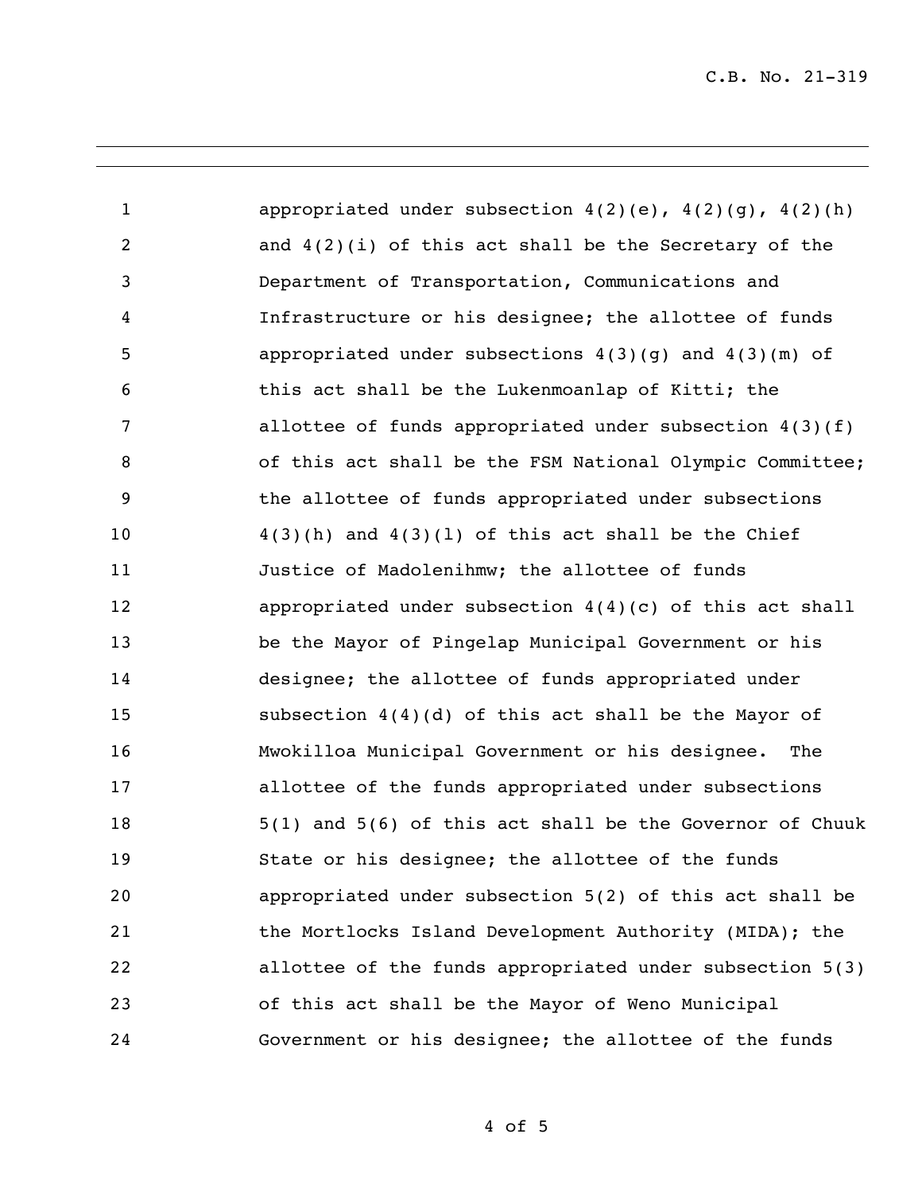appropriated under subsection 4(2)(e), 4(2)(g), 4(2)(h) and 4(2)(i) of this act shall be the Secretary of the Department of Transportation, Communications and Infrastructure or his designee; the allottee of funds appropriated under subsections 4(3)(g) and 4(3)(m) of this act shall be the Lukenmoanlap of Kitti; the allottee of funds appropriated under subsection 4(3)(f) of this act shall be the FSM National Olympic Committee; the allottee of funds appropriated under subsections 4(3)(h) and 4(3)(l) of this act shall be the Chief Justice of Madolenihmw; the allottee of funds appropriated under subsection 4(4)(c) of this act shall be the Mayor of Pingelap Municipal Government or his designee; the allottee of funds appropriated under subsection 4(4)(d) of this act shall be the Mayor of Mwokilloa Municipal Government or his designee. The allottee of the funds appropriated under subsections 5(1) and 5(6) of this act shall be the Governor of Chuuk State or his designee; the allottee of the funds appropriated under subsection 5(2) of this act shall be the Mortlocks Island Development Authority (MIDA); the allottee of the funds appropriated under subsection 5(3) of this act shall be the Mayor of Weno Municipal Government or his designee; the allottee of the funds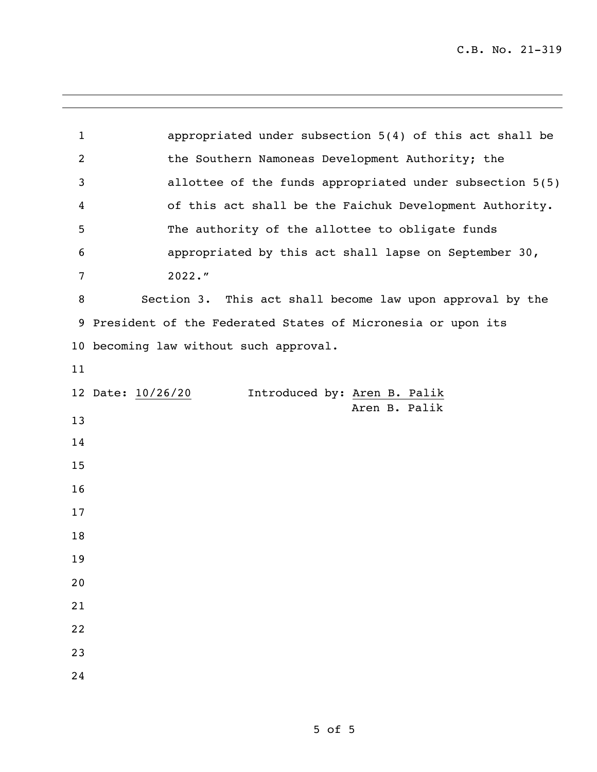appropriated under subsection 5(4) of this act shall be the Southern Namoneas Development Authority; the allottee of the funds appropriated under subsection 5(5) of this act shall be the Faichuk Development Authority. The authority of the allottee to obligate funds appropriated by this act shall lapse on September 30, 2022."

Section 3. This act shall become law upon approval by the President of the Federated States of Micronesia or upon its becoming law without such approval.

Date: 10/26/20 Introduced by: Aren B. Palik

Aren B. Palik